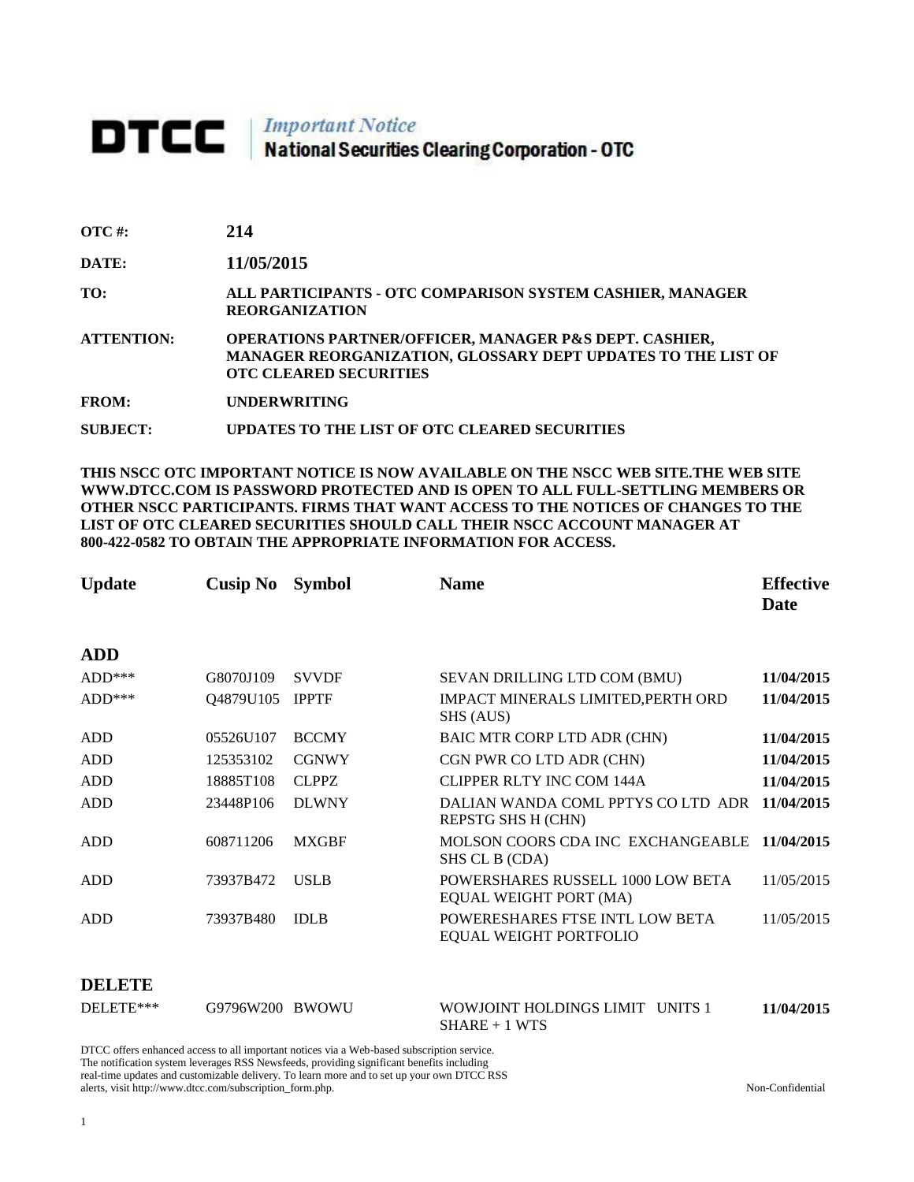# DTCC | *Important Notice* National Securities Clearing Corporation - OTC

| | |
|---|---|
| **OTC #:** | **214** |
| **DATE:** | **11/05/2015** |
| **TO:** | **ALL PARTICIPANTS - OTC COMPARISON SYSTEM CASHIER, MANAGER REORGANIZATION** |
| **ATTENTION:** | **OPERATIONS PARTNER/OFFICER, MANAGER P&S DEPT. CASHIER, MANAGER REORGANIZATION, GLOSSARY DEPT UPDATES TO THE LIST OF OTC CLEARED SECURITIES** |
| **FROM:** | **UNDERWRITING** |
| **SUBJECT:** | **UPDATES TO THE LIST OF OTC CLEARED SECURITIES** |

**THIS NSCC OTC IMPORTANT NOTICE IS NOW AVAILABLE ON THE NSCC WEB SITE.THE WEB SITE WWW.DTCC.COM IS PASSWORD PROTECTED AND IS OPEN TO ALL FULL-SETTLING MEMBERS OR OTHER NSCC PARTICIPANTS. FIRMS THAT WANT ACCESS TO THE NOTICES OF CHANGES TO THE LIST OF OTC CLEARED SECURITIES SHOULD CALL THEIR NSCC ACCOUNT MANAGER AT 800-422-0582 TO OBTAIN THE APPROPRIATE INFORMATION FOR ACCESS.**

| Update | Cusip No | Symbol | Name | Effective Date |
|---|---|---|---|---|
| **ADD** | | | | |
| ADD*** | G8070J109 | SVVDF | SEVAN DRILLING LTD COM (BMU) | **11/04/2015** |
| ADD*** | Q4879U105 | IPPTF | IMPACT MINERALS LIMITED,PERTH ORD SHS (AUS) | **11/04/2015** |
| ADD | 05526U107 | BCCMY | BAIC MTR CORP LTD ADR (CHN) | **11/04/2015** |
| ADD | 125353102 | CGNWY | CGN PWR CO LTD ADR (CHN) | **11/04/2015** |
| ADD | 18885T108 | CLPPZ | CLIPPER RLTY INC COM 144A | **11/04/2015** |
| ADD | 23448P106 | DLWNY | DALIAN WANDA COML PPTYS CO LTD ADR REPSTG SHS H (CHN) | **11/04/2015** |
| ADD | 608711206 | MXGBF | MOLSON COORS CDA INC EXCHANGEABLE SHS CL B (CDA) | **11/04/2015** |
| ADD | 73937B472 | USLB | POWERSHARES RUSSELL 1000 LOW BETA EQUAL WEIGHT PORT (MA) | 11/05/2015 |
| ADD | 73937B480 | IDLB | POWERESHARES FTSE INTL LOW BETA EQUAL WEIGHT PORTFOLIO | 11/05/2015 |
| **DELETE** | | | | |
| DELETE*** | G9796W200 | BWOWU | WOWJOINT HOLDINGS LIMIT UNITS 1 SHARE + 1 WTS | **11/04/2015** |

DTCC offers enhanced access to all important notices via a Web-based subscription service. The notification system leverages RSS Newsfeeds, providing significant benefits including real-time updates and customizable delivery. To learn more and to set up your own DTCC RSS alerts, visit http://www.dtcc.com/subscription_form.php.

Non-Confidential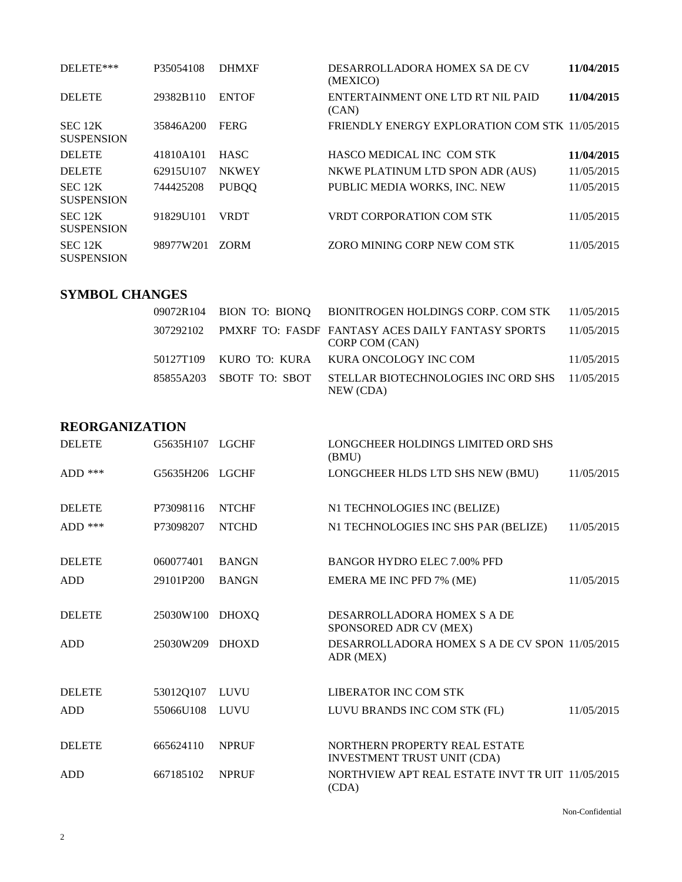| | | | | |
|---|---|---|---|---|
| DELETE*** | P35054108 | DHMXF | DESARROLLADORA HOMEX SA DE CV (MEXICO) | **11/04/2015** |
| DELETE | 29382B110 | ENTOF | ENTERTAINMENT ONE LTD RT NIL PAID (CAN) | **11/04/2015** |
| SEC 12K SUSPENSION | 35846A200 | FERG | FRIENDLY ENERGY EXPLORATION COM STK | 11/05/2015 |
| DELETE | 41810A101 | HASC | HASCO MEDICAL INC COM STK | **11/04/2015** |
| DELETE | 62915U107 | NKWEY | NKWE PLATINUM LTD SPON ADR (AUS) | 11/05/2015 |
| SEC 12K SUSPENSION | 744425208 | PUBQQ | PUBLIC MEDIA WORKS, INC. NEW | 11/05/2015 |
| SEC 12K SUSPENSION | 91829U101 | VRDT | VRDT CORPORATION COM STK | 11/05/2015 |
| SEC 12K SUSPENSION | 98977W201 | ZORM | ZORO MINING CORP NEW COM STK | 11/05/2015 |

## SYMBOL CHANGES

| | | | |
|---|---|---|---|
| 09072R104 | BION TO: BIONQ | BIONITROGEN HOLDINGS CORP. COM STK | 11/05/2015 |
| 307292102 | PMXRF TO: FASDF | FANTASY ACES DAILY FANTASY SPORTS CORP COM (CAN) | 11/05/2015 |
| 50127T109 | KURO TO: KURA | KURA ONCOLOGY INC COM | 11/05/2015 |
| 85855A203 | SBOTF TO: SBOT | STELLAR BIOTECHNOLOGIES INC ORD SHS NEW (CDA) | 11/05/2015 |

## REORGANIZATION

| | | | | |
|---|---|---|---|---|
| DELETE | G5635H107 | LGCHF | LONGCHEER HOLDINGS LIMITED ORD SHS (BMU) | |
| ADD *** | G5635H206 | LGCHF | LONGCHEER HLDS LTD SHS NEW (BMU) | 11/05/2015 |
| DELETE | P73098116 | NTCHF | N1 TECHNOLOGIES INC (BELIZE) | |
| ADD *** | P73098207 | NTCHD | N1 TECHNOLOGIES INC SHS PAR (BELIZE) | 11/05/2015 |
| DELETE | 060077401 | BANGN | BANGOR HYDRO ELEC 7.00% PFD | |
| ADD | 29101P200 | BANGN | EMERA ME INC PFD 7% (ME) | 11/05/2015 |
| DELETE | 25030W100 | DHOXQ | DESARROLLADORA HOMEX S A DE SPONSORED ADR CV (MEX) | |
| ADD | 25030W209 | DHOXD | DESARROLLADORA HOMEX S A DE CV SPON ADR (MEX) | 11/05/2015 |
| DELETE | 53012Q107 | LUVU | LIBERATOR INC COM STK | |
| ADD | 55066U108 | LUVU | LUVU BRANDS INC COM STK (FL) | 11/05/2015 |
| DELETE | 665624110 | NPRUF | NORTHERN PROPERTY REAL ESTATE INVESTMENT TRUST UNIT (CDA) | |
| ADD | 667185102 | NPRUF | NORTHVIEW APT REAL ESTATE INVT TR UIT (CDA) | 11/05/2015 |

Non-Confidential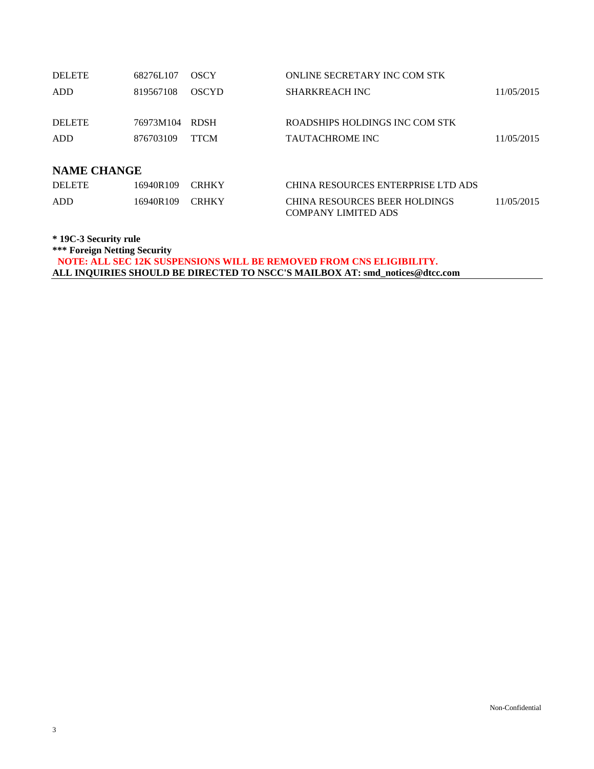| | | | | |
|---|---|---|---|---|
| DELETE | 68276L107 | OSCY | ONLINE SECRETARY INC COM STK | |
| ADD | 819567108 | OSCYD | SHARKREACH INC | 11/05/2015 |
| DELETE | 76973M104 | RDSH | ROADSHIPS HOLDINGS INC COM STK | |
| ADD | 876703109 | TTCM | TAUTACHROME INC | 11/05/2015 |

## NAME CHANGE

| | | | | |
|---|---|---|---|---|
| DELETE | 16940R109 | CRHKY | CHINA RESOURCES ENTERPRISE LTD ADS | |
| ADD | 16940R109 | CRHKY | CHINA RESOURCES BEER HOLDINGS COMPANY LIMITED ADS | 11/05/2015 |

**\* 19C-3 Security rule**
**\*\*\* Foreign Netting Security**
**NOTE: ALL SEC 12K SUSPENSIONS WILL BE REMOVED FROM CNS ELIGIBILITY.**
**ALL INQUIRIES SHOULD BE DIRECTED TO NSCC'S MAILBOX AT: smd_notices@dtcc.com**

Non-Confidential